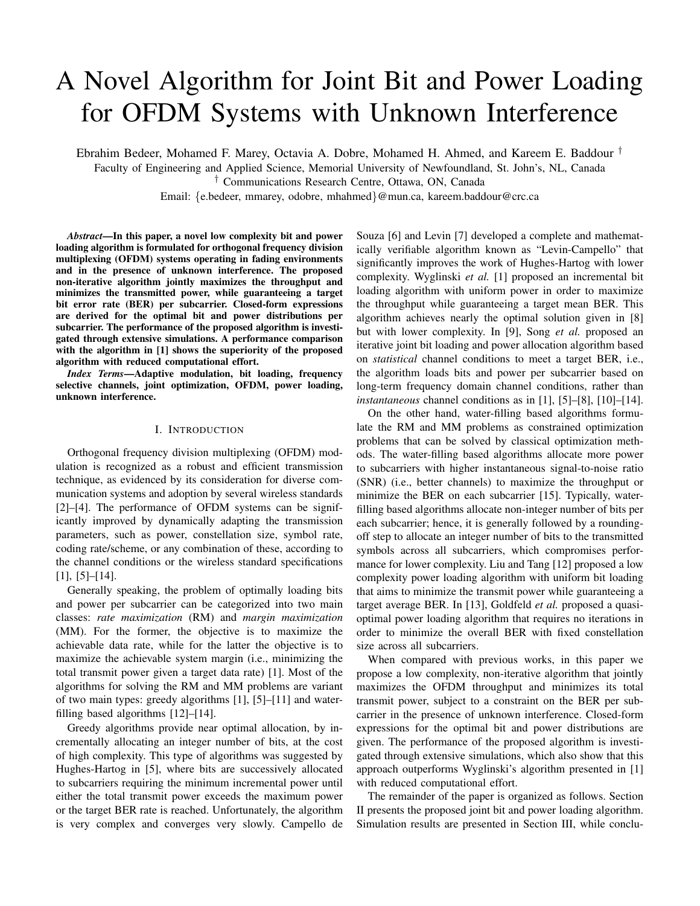# A Novel Algorithm for Joint Bit and Power Loading for OFDM Systems with Unknown Interference

Ebrahim Bedeer, Mohamed F. Marey, Octavia A. Dobre, Mohamed H. Ahmed, and Kareem E. Baddour [†]

Faculty of Engineering and Applied Science, Memorial University of Newfoundland, St. John's, NL, Canada

[†] Communications Research Centre, Ottawa, ON, Canada

Email: {e.bedeer, mmarey, odobre, mhahmed}@mun.ca, kareem.baddour@crc.ca

***Abstract*—In this paper, a novel low complexity bit and power loading algorithm is formulated for orthogonal frequency division multiplexing (OFDM) systems operating in fading environments and in the presence of unknown interference. The proposed non-iterative algorithm jointly maximizes the throughput and minimizes the transmitted power, while guaranteeing a target bit error rate (BER) per subcarrier. Closed-form expressions are derived for the optimal bit and power distributions per subcarrier. The performance of the proposed algorithm is investigated through extensive simulations. A performance comparison with the algorithm in [1] shows the superiority of the proposed algorithm with reduced computational effort.**

***Index Terms*—Adaptive modulation, bit loading, frequency selective channels, joint optimization, OFDM, power loading, unknown interference.**

## I. Introduction

Orthogonal frequency division multiplexing (OFDM) modulation is recognized as a robust and efficient transmission technique, as evidenced by its consideration for diverse communication systems and adoption by several wireless standards [2]–[4]. The performance of OFDM systems can be significantly improved by dynamically adapting the transmission parameters, such as power, constellation size, symbol rate, coding rate/scheme, or any combination of these, according to the channel conditions or the wireless standard specifications [1], [5]–[14].

Generally speaking, the problem of optimally loading bits and power per subcarrier can be categorized into two main classes: *rate maximization* (RM) and *margin maximization* (MM). For the former, the objective is to maximize the achievable data rate, while for the latter the objective is to maximize the achievable system margin (i.e., minimizing the total transmit power given a target data rate) [1]. Most of the algorithms for solving the RM and MM problems are variant of two main types: greedy algorithms [1], [5]–[11] and water-filling based algorithms [12]–[14].

Greedy algorithms provide near optimal allocation, by incrementally allocating an integer number of bits, at the cost of high complexity. This type of algorithms was suggested by Hughes-Hartog in [5], where bits are successively allocated to subcarriers requiring the minimum incremental power until either the total transmit power exceeds the maximum power or the target BER rate is reached. Unfortunately, the algorithm is very complex and converges very slowly. Campello de Souza [6] and Levin [7] developed a complete and mathematically verifiable algorithm known as "Levin-Campello" that significantly improves the work of Hughes-Hartog with lower complexity. Wyglinski *et al.* [1] proposed an incremental bit loading algorithm with uniform power in order to maximize the throughput while guaranteeing a target mean BER. This algorithm achieves nearly the optimal solution given in [8] but with lower complexity. In [9], Song *et al.* proposed an iterative joint bit loading and power allocation algorithm based on *statistical* channel conditions to meet a target BER, i.e., the algorithm loads bits and power per subcarrier based on long-term frequency domain channel conditions, rather than *instantaneous* channel conditions as in [1], [5]–[8], [10]–[14].

On the other hand, water-filling based algorithms formulate the RM and MM problems as constrained optimization problems that can be solved by classical optimization methods. The water-filling based algorithms allocate more power to subcarriers with higher instantaneous signal-to-noise ratio (SNR) (i.e., better channels) to maximize the throughput or minimize the BER on each subcarrier [15]. Typically, water-filling based algorithms allocate non-integer number of bits per each subcarrier; hence, it is generally followed by a rounding-off step to allocate an integer number of bits to the transmitted symbols across all subcarriers, which compromises performance for lower complexity. Liu and Tang [12] proposed a low complexity power loading algorithm with uniform bit loading that aims to minimize the transmit power while guaranteeing a target average BER. In [13], Goldfeld *et al.* proposed a quasi-optimal power loading algorithm that requires no iterations in order to minimize the overall BER with fixed constellation size across all subcarriers.

When compared with previous works, in this paper we propose a low complexity, non-iterative algorithm that jointly maximizes the OFDM throughput and minimizes its total transmit power, subject to a constraint on the BER per subcarrier in the presence of unknown interference. Closed-form expressions for the optimal bit and power distributions are given. The performance of the proposed algorithm is investigated through extensive simulations, which also show that this approach outperforms Wyglinski's algorithm presented in [1] with reduced computational effort.

The remainder of the paper is organized as follows. Section II presents the proposed joint bit and power loading algorithm. Simulation results are presented in Section III, while conclu-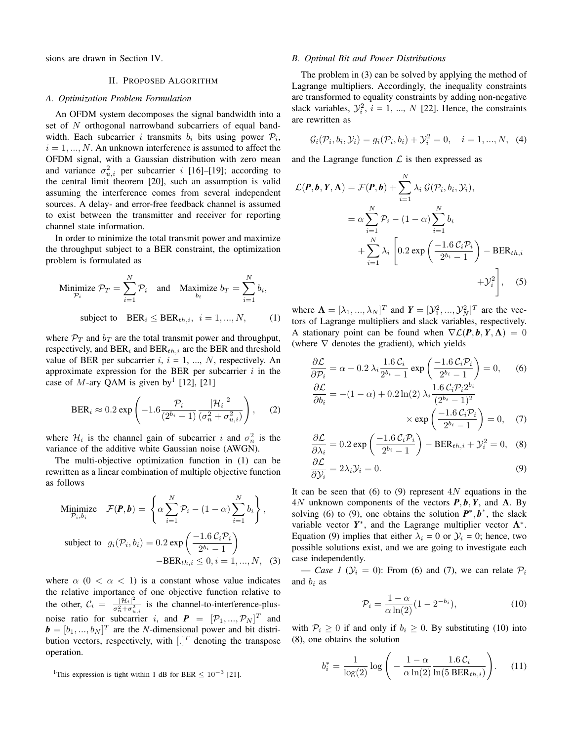sions are drawn in Section IV.

## II. Proposed Algorithm

### A. Optimization Problem Formulation

An OFDM system decomposes the signal bandwidth into a set of $N$ orthogonal narrowband subcarriers of equal bandwidth. Each subcarrier $i$ transmits $b_i$ bits using power $\mathcal{P}_i$, $i = 1, ..., N$. An unknown interference is assumed to affect the OFDM signal, with a Gaussian distribution with zero mean and variance $\sigma_{u,i}^2$ per subcarrier $i$ [16]–[19]; according to the central limit theorem [20], such an assumption is valid assuming the interference comes from several independent sources. A delay- and error-free feedback channel is assumed to exist between the transmitter and receiver for reporting channel state information.

In order to minimize the total transmit power and maximize the throughput subject to a BER constraint, the optimization problem is formulated as

$$\underset{\mathcal{P}_i}{\text{Minimize}}\ \mathcal{P}_T = \sum_{i=1}^{N} \mathcal{P}_i \quad \text{and} \quad \underset{b_i}{\text{Maximize}}\ b_T = \sum_{i=1}^{N} b_i,$$
$$\text{subject to} \quad \text{BER}_i \leq \text{BER}_{th,i}, \;\; i = 1, ..., N, \tag{1}$$

where $\mathcal{P}_T$ and $b_T$ are the total transmit power and throughput, respectively, and $\text{BER}_i$ and $\text{BER}_{th,i}$ are the BER and threshold value of BER per subcarrier $i$, $i = 1, ..., N$, respectively. An approximate expression for the BER per subcarrier $i$ in the case of $M$-ary QAM is given by[1] [12], [21]

$$\text{BER}_i \approx 0.2 \exp\left(-1.6 \frac{\mathcal{P}_i}{(2^{b_i} - 1)} \frac{|\mathcal{H}_i|^2}{(\sigma_n^2 + \sigma_{u,i}^2)}\right), \tag{2}$$

where $\mathcal{H}_i$ is the channel gain of subcarrier $i$ and $\sigma_n^2$ is the variance of the additive white Gaussian noise (AWGN).

The multi-objective optimization function in (1) can be rewritten as a linear combination of multiple objective function as follows

$$\underset{\mathcal{P}_i, b_i}{\text{Minimize}} \quad \mathcal{F}(\boldsymbol{P}, \boldsymbol{b}) = \left\{ \alpha \sum_{i=1}^{N} \mathcal{P}_i - (1 - \alpha) \sum_{i=1}^{N} b_i \right\},$$
$$\text{subject to} \;\; g_i(\mathcal{P}_i, b_i) = 0.2 \exp\left(\frac{-1.6\, \mathcal{C}_i \mathcal{P}_i}{2^{b_i} - 1}\right) - \text{BER}_{th,i} \leq 0, i = 1, ..., N, \tag{3}$$

where $\alpha$ ($0 < \alpha < 1$) is a constant whose value indicates the relative importance of one objective function relative to the other, $\mathcal{C}_i = \frac{|\mathcal{H}_i|^2}{\sigma_n^2 + \sigma_{u,i}^2}$ is the channel-to-interference-plus-noise ratio for subcarrier $i$, and $\boldsymbol{P} = [\mathcal{P}_1, ..., \mathcal{P}_N]^T$ and $\boldsymbol{b} = [b_1, ..., b_N]^T$ are the $N$-dimensional power and bit distribution vectors, respectively, with $[.]^T$ denoting the transpose operation.

[1] This expression is tight within 1 dB for BER $\leq 10^{-3}$ [21].

### B. Optimal Bit and Power Distributions

The problem in (3) can be solved by applying the method of Lagrange multipliers. Accordingly, the inequality constraints are transformed to equality constraints by adding non-negative slack variables, $\mathcal{Y}_i^2$, $i$ = 1, ..., $N$ [22]. Hence, the constraints are rewritten as

$$\mathcal{G}_i(\mathcal{P}_i, b_i, \mathcal{Y}_i) = g_i(\mathcal{P}_i, b_i) + \mathcal{Y}_i^2 = 0, \quad i = 1, ..., N, \tag{4}$$

and the Lagrange function $\mathcal{L}$ is then expressed as

$$\begin{aligned}
\mathcal{L}(\boldsymbol{P}, \boldsymbol{b}, \boldsymbol{Y}, \boldsymbol{\Lambda}) &= \mathcal{F}(\boldsymbol{P}, \boldsymbol{b}) + \sum_{i=1}^{N} \lambda_i \, \mathcal{G}(\mathcal{P}_i, b_i, \mathcal{Y}_i), \\
&= \alpha \sum_{i=1}^{N} \mathcal{P}_i - (1 - \alpha) \sum_{i=1}^{N} b_i \\
&\quad + \sum_{i=1}^{N} \lambda_i \left[ 0.2 \exp\left(\frac{-1.6\, \mathcal{C}_i \mathcal{P}_i}{2^{b_i} - 1}\right) - \text{BER}_{th,i} + \mathcal{Y}_i^2 \right],
\end{aligned} \tag{5}$$

where $\boldsymbol{\Lambda} = [\lambda_1, ..., \lambda_N]^T$ and $\boldsymbol{Y} = [\mathcal{Y}_1^2, ..., \mathcal{Y}_N^2]^T$ are the vectors of Lagrange multipliers and slack variables, respectively. A stationary point can be found when $\nabla \mathcal{L}(\boldsymbol{P}, \boldsymbol{b}, \boldsymbol{Y}, \boldsymbol{\Lambda}) = 0$ (where $\nabla$ denotes the gradient), which yields

$$\frac{\partial \mathcal{L}}{\partial \mathcal{P}_i} = \alpha - 0.2\, \lambda_i \frac{1.6\, \mathcal{C}_i}{2^{b_i} - 1} \exp\left(\frac{-1.6\, \mathcal{C}_i \mathcal{P}_i}{2^{b_i} - 1}\right) = 0, \tag{6}$$

$$\frac{\partial \mathcal{L}}{\partial b_i} = -(1 - \alpha) + 0.2 \ln(2)\, \lambda_i \frac{1.6\, \mathcal{C}_i \mathcal{P}_i 2^{b_i}}{(2^{b_i} - 1)^2} \times \exp\left(\frac{-1.6\, \mathcal{C}_i \mathcal{P}_i}{2^{b_i} - 1}\right) = 0, \tag{7}$$

$$\frac{\partial \mathcal{L}}{\partial \lambda_i} = 0.2 \exp\left(\frac{-1.6\, \mathcal{C}_i \mathcal{P}_i}{2^{b_i} - 1}\right) - \text{BER}_{th,i} + \mathcal{Y}_i^2 = 0, \tag{8}$$

$$\frac{\partial \mathcal{L}}{\partial \mathcal{Y}_i} = 2 \lambda_i \mathcal{Y}_i = 0. \tag{9}$$

It can be seen that (6) to (9) represent $4N$ equations in the $4N$ unknown components of the vectors $\boldsymbol{P}, \boldsymbol{b}, \boldsymbol{Y}$, and $\boldsymbol{\Lambda}$. By solving (6) to (9), one obtains the solution $\boldsymbol{P}^*, \boldsymbol{b}^*$, the slack variable vector $\boldsymbol{Y}^*$, and the Lagrange multiplier vector $\boldsymbol{\Lambda}^*$. Equation (9) implies that either $\lambda_i$ = 0 or $\mathcal{Y}_i$ = 0; hence, two possible solutions exist, and we are going to investigate each case independently.

— *Case 1* ($\mathcal{Y}_i = 0$): From (6) and (7), we can relate $\mathcal{P}_i$ and $b_i$ as

$$\mathcal{P}_i = \frac{1 - \alpha}{\alpha \ln(2)} (1 - 2^{-b_i}), \tag{10}$$

with $\mathcal{P}_i \geq 0$ if and only if $b_i \geq 0$. By substituting (10) into (8), one obtains the solution

$$b_i^* = \frac{1}{\log(2)} \log\left( - \frac{1 - \alpha}{\alpha \ln(2)} \frac{1.6\, \mathcal{C}_i}{\ln(5\, \text{BER}_{th,i})} \right). \tag{11}$$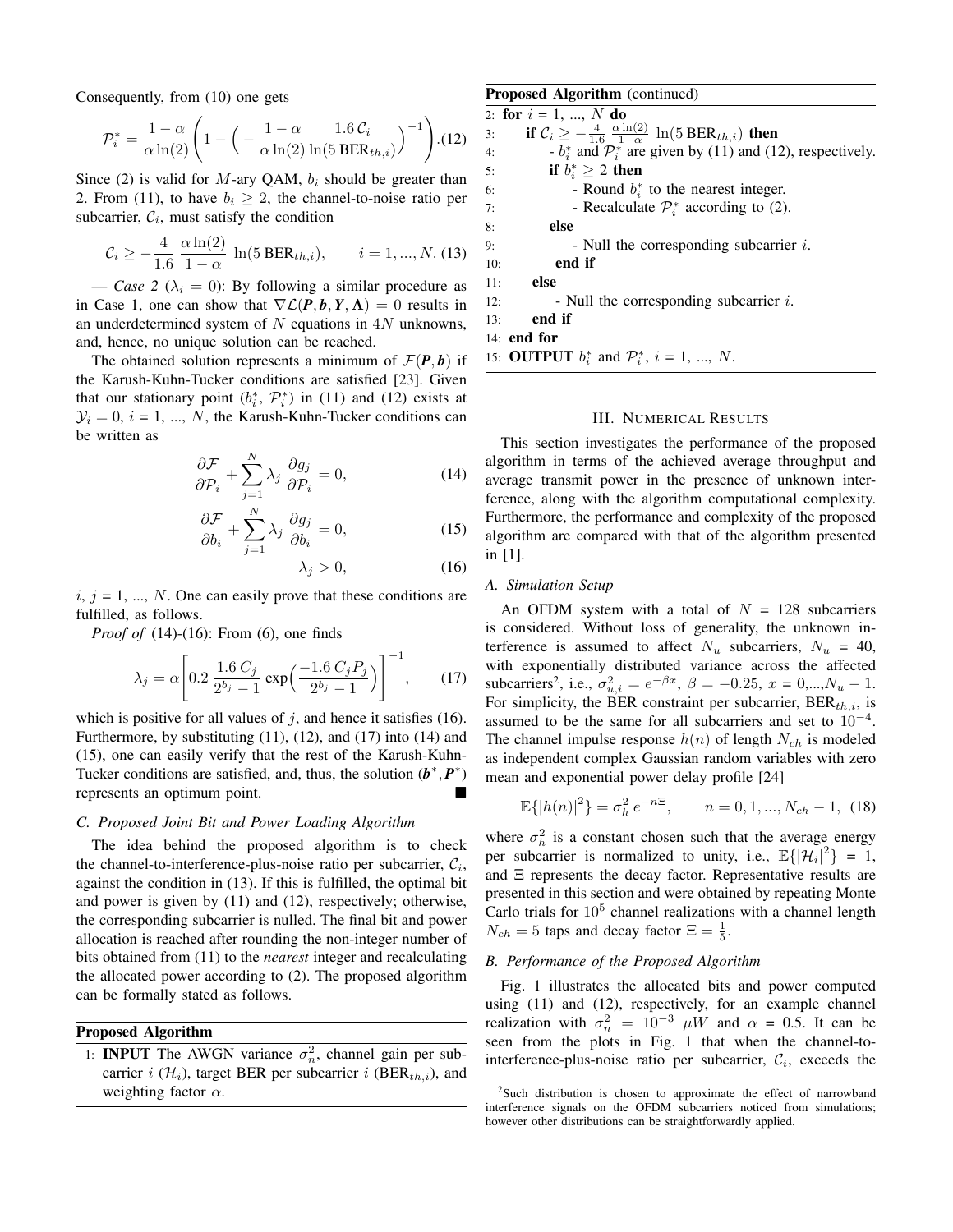Consequently, from (10) one gets

$$\mathcal{P}_i^* = \frac{1-\alpha}{\alpha \ln(2)} \left( 1 - \Big( -\frac{1-\alpha}{\alpha \ln(2)} \frac{1.6\, \mathcal{C}_i}{\ln(5\, \text{BER}_{th,i})} \Big)^{-1} \right). \quad (12)$$

Since (2) is valid for $M$-ary QAM, $b_i$ should be greater than 2. From (11), to have $b_i \geq 2$, the channel-to-noise ratio per subcarrier, $\mathcal{C}_i$, must satisfy the condition

$$\mathcal{C}_i \geq -\frac{4}{1.6} \frac{\alpha \ln(2)}{1-\alpha} \ln(5\, \text{BER}_{th,i}), \qquad i = 1, ..., N. \quad (13)$$

— *Case 2* ($\lambda_i = 0$): By following a similar procedure as in Case 1, one can show that $\nabla \mathcal{L}(\boldsymbol{P}, \boldsymbol{b}, \boldsymbol{Y}, \boldsymbol{\Lambda}) = 0$ results in an underdetermined system of $N$ equations in $4N$ unknowns, and, hence, no unique solution can be reached.

The obtained solution represents a minimum of $\mathcal{F}(\boldsymbol{P}, \boldsymbol{b})$ if the Karush-Kuhn-Tucker conditions are satisfied [23]. Given that our stationary point ($b_i^*$, $\mathcal{P}_i^*$) in (11) and (12) exists at $\mathcal{Y}_i = 0$, $i$ = 1, ..., $N$, the Karush-Kuhn-Tucker conditions can be written as

$$\frac{\partial \mathcal{F}}{\partial \mathcal{P}_i} + \sum_{j=1}^{N} \lambda_j \frac{\partial g_j}{\partial \mathcal{P}_i} = 0, \quad (14)$$

$$\frac{\partial \mathcal{F}}{\partial b_i} + \sum_{j=1}^{N} \lambda_j \frac{\partial g_j}{\partial b_i} = 0, \quad (15)$$

$$\lambda_j > 0, \quad (16)$$

$i$, $j$ = 1, ..., $N$. One can easily prove that these conditions are fulfilled, as follows.

*Proof of* (14)-(16): From (6), one finds

$$\lambda_j = \alpha \left[ 0.2\, \frac{1.6\, C_j}{2^{b_j}-1} \exp\Big( \frac{-1.6\, C_j P_j}{2^{b_j}-1} \Big) \right]^{-1}, \quad (17)$$

which is positive for all values of $j$, and hence it satisfies (16). Furthermore, by substituting (11), (12), and (17) into (14) and (15), one can easily verify that the rest of the Karush-Kuhn-Tucker conditions are satisfied, and, thus, the solution $(\boldsymbol{b}^*, \boldsymbol{P}^*)$ represents an optimum point. ∎

### C. Proposed Joint Bit and Power Loading Algorithm

The idea behind the proposed algorithm is to check the channel-to-interference-plus-noise ratio per subcarrier, $\mathcal{C}_i$, against the condition in (13). If this is fulfilled, the optimal bit and power is given by (11) and (12), respectively; otherwise, the corresponding subcarrier is nulled. The final bit and power allocation is reached after rounding the non-integer number of bits obtained from (11) to the *nearest* integer and recalculating the allocated power according to (2). The proposed algorithm can be formally stated as follows.

**Proposed Algorithm**

1: **INPUT** The AWGN variance $\sigma_n^2$, channel gain per subcarrier $i$ ($\mathcal{H}_i$), target BER per subcarrier $i$ ($\text{BER}_{th,i}$), and weighting factor $\alpha$.

**Proposed Algorithm** (continued)

```
2:  for i = 1, ..., N do
3:      if C_i ≥ −(4/1.6) (α ln(2))/(1−α) ln(5 BER_{th,i}) then
4:          - b_i^* and P_i^* are given by (11) and (12), respectively.
5:          if b_i^* ≥ 2 then
6:              - Round b_i^* to the nearest integer.
7:              - Recalculate P_i^* according to (2).
8:          else
9:              - Null the corresponding subcarrier i.
10:         end if
11:     else
12:         - Null the corresponding subcarrier i.
13:     end if
14: end for
15: OUTPUT b_i^* and P_i^*, i = 1, ..., N.
```

## III. Numerical Results

This section investigates the performance of the proposed algorithm in terms of the achieved average throughput and average transmit power in the presence of unknown interference, along with the algorithm computational complexity. Furthermore, the performance and complexity of the proposed algorithm are compared with that of the algorithm presented in [1].

### A. Simulation Setup

An OFDM system with a total of $N$ = 128 subcarriers is considered. Without loss of generality, the unknown interference is assumed to affect $N_u$ subcarriers, $N_u$ = 40, with exponentially distributed variance across the affected subcarriers[2], i.e., $\sigma_{u,i}^2 = e^{-\beta x}$, $\beta = -0.25$, $x$ = 0,...,$N_u - 1$. For simplicity, the BER constraint per subcarrier, $\text{BER}_{th,i}$, is assumed to be the same for all subcarriers and set to $10^{-4}$. The channel impulse response $h(n)$ of length $N_{ch}$ is modeled as independent complex Gaussian random variables with zero mean and exponential power delay profile [24]

$$\mathbb{E}\{|h(n)|^2\} = \sigma_h^2\, e^{-n\Xi}, \qquad n = 0, 1, ..., N_{ch}-1, \quad (18)$$

where $\sigma_h^2$ is a constant chosen such that the average energy per subcarrier is normalized to unity, i.e., $\mathbb{E}\{|\mathcal{H}_i|^2\}$ = 1, and $\Xi$ represents the decay factor. Representative results are presented in this section and were obtained by repeating Monte Carlo trials for $10^5$ channel realizations with a channel length $N_{ch} = 5$ taps and decay factor $\Xi = \frac{1}{5}$.

### B. Performance of the Proposed Algorithm

Fig. 1 illustrates the allocated bits and power computed using (11) and (12), respectively, for an example channel realization with $\sigma_n^2 = 10^{-3}$ $\mu W$ and $\alpha$ = 0.5. It can be seen from the plots in Fig. 1 that when the channel-to-interference-plus-noise ratio per subcarrier, $\mathcal{C}_i$, exceeds the

[2]Such distribution is chosen to approximate the effect of narrowband interference signals on the OFDM subcarriers noticed from simulations; however other distributions can be straightforwardly applied.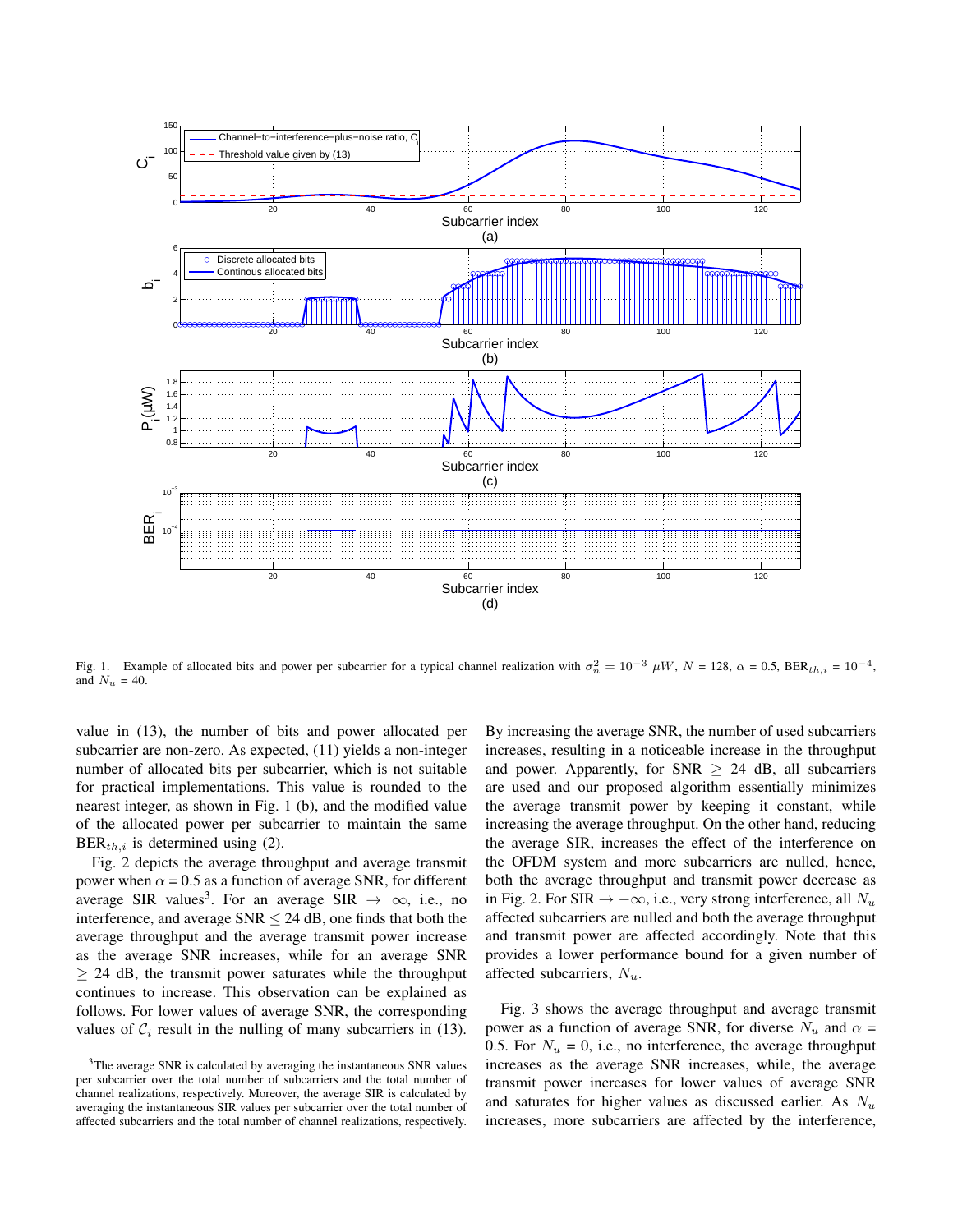Fig. 1. Example of allocated bits and power per subcarrier for a typical channel realization with $\sigma_n^2 = 10^{-3}$ $\mu W$, $N$ = 128, $\alpha$ = 0.5, $\text{BER}_{th,i}$ = $10^{-4}$, and $N_u$ = 40.

value in (13), the number of bits and power allocated per subcarrier are non-zero. As expected, (11) yields a non-integer number of allocated bits per subcarrier, which is not suitable for practical implementations. This value is rounded to the nearest integer, as shown in Fig. 1 (b), and the modified value of the allocated power per subcarrier to maintain the same $\text{BER}_{th,i}$ is determined using (2).

Fig. 2 depicts the average throughput and average transmit power when $\alpha$ = 0.5 as a function of average SNR, for different average SIR values[3]. For an average SIR $\rightarrow$ $\infty$, i.e., no interference, and average SNR $\leq$ 24 dB, one finds that both the average throughput and the average transmit power increase as the average SNR increases, while for an average SNR $\geq$ 24 dB, the transmit power saturates while the throughput continues to increase. This observation can be explained as follows. For lower values of average SNR, the corresponding values of $\mathcal{C}_i$ result in the nulling of many subcarriers in (13). By increasing the average SNR, the number of used subcarriers increases, resulting in a noticeable increase in the throughput and power. Apparently, for SNR $\geq$ 24 dB, all subcarriers are used and our proposed algorithm essentially minimizes the average transmit power by keeping it constant, while increasing the average throughput. On the other hand, reducing the average SIR, increases the effect of the interference on the OFDM system and more subcarriers are nulled, hence, both the average throughput and transmit power decrease as in Fig. 2. For SIR $\rightarrow -\infty$, i.e., very strong interference, all $N_u$ affected subcarriers are nulled and both the average throughput and transmit power are affected accordingly. Note that this provides a lower performance bound for a given number of affected subcarriers, $N_u$.

Fig. 3 shows the average throughput and average transmit power as a function of average SNR, for diverse $N_u$ and $\alpha$ = 0.5. For $N_u$ = 0, i.e., no interference, the average throughput increases as the average SNR increases, while, the average transmit power increases for lower values of average SNR and saturates for higher values as discussed earlier. As $N_u$ increases, more subcarriers are affected by the interference,

[3] The average SNR is calculated by averaging the instantaneous SNR values per subcarrier over the total number of subcarriers and the total number of channel realizations, respectively. Moreover, the average SIR is calculated by averaging the instantaneous SIR values per subcarrier over the total number of affected subcarriers and the total number of channel realizations, respectively.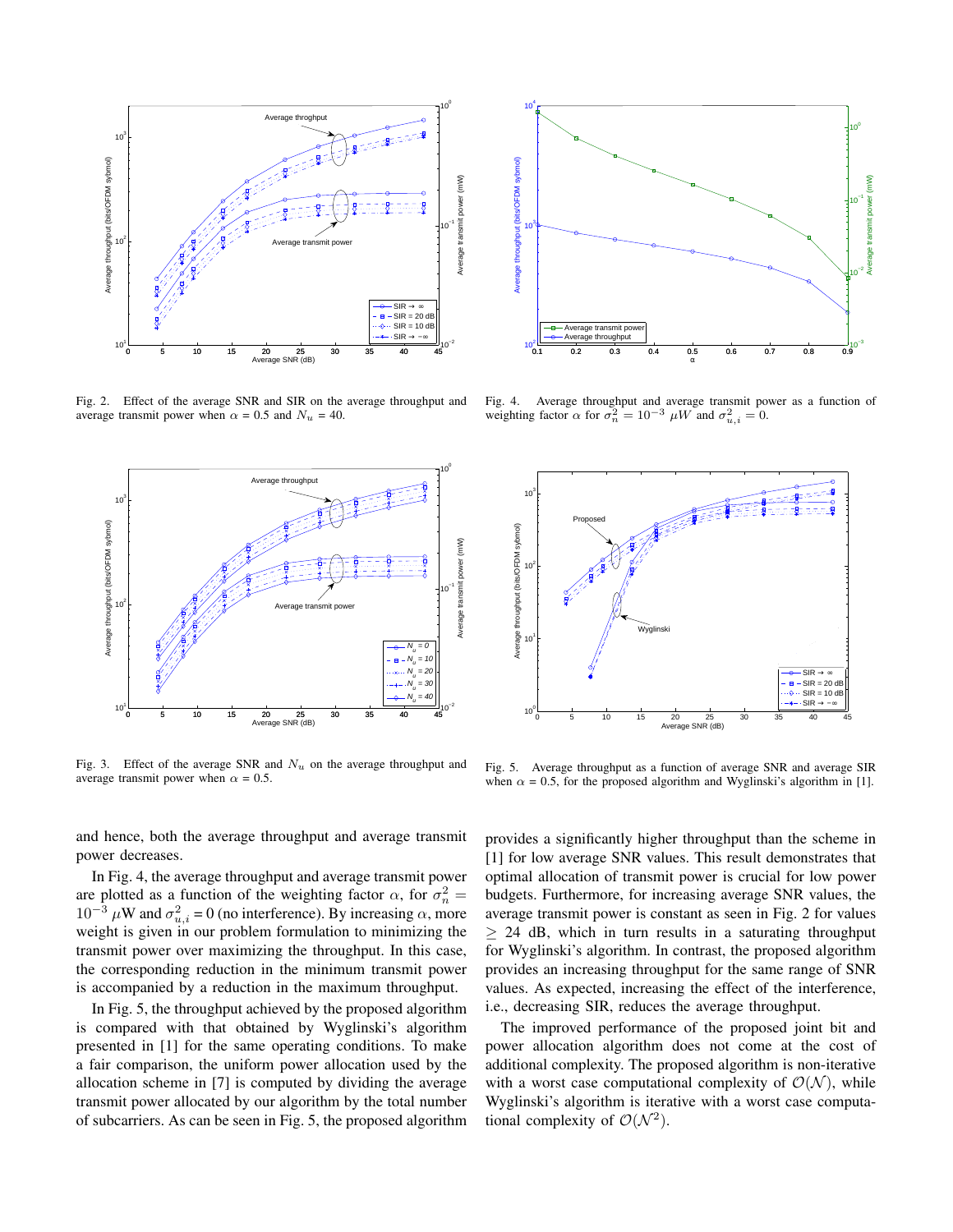Fig. 2. Effect of the average SNR and SIR on the average throughput and average transmit power when $\alpha$ = 0.5 and $N_u$ = 40.

Fig. 4. Average throughput and average transmit power as a function of weighting factor $\alpha$ for $\sigma_n^2 = 10^{-3}$ $\mu W$ and $\sigma_{u,i}^2 = 0$.

Fig. 3. Effect of the average SNR and $N_u$ on the average throughput and average transmit power when $\alpha$ = 0.5.

Fig. 5. Average throughput as a function of average SNR and average SIR when $\alpha$ = 0.5, for the proposed algorithm and Wyglinski's algorithm in [1].

and hence, both the average throughput and average transmit power decreases.

In Fig. 4, the average throughput and average transmit power are plotted as a function of the weighting factor $\alpha$, for $\sigma_n^2 = 10^{-3}$ $\mu$W and $\sigma_{u,i}^2 = 0$ (no interference). By increasing $\alpha$, more weight is given in our problem formulation to minimizing the transmit power over maximizing the throughput. In this case, the corresponding reduction in the minimum transmit power is accompanied by a reduction in the maximum throughput.

In Fig. 5, the throughput achieved by the proposed algorithm is compared with that obtained by Wyglinski's algorithm presented in [1] for the same operating conditions. To make a fair comparison, the uniform power allocation used by the allocation scheme in [7] is computed by dividing the average transmit power allocated by our algorithm by the total number of subcarriers. As can be seen in Fig. 5, the proposed algorithm provides a significantly higher throughput than the scheme in [1] for low average SNR values. This result demonstrates that optimal allocation of transmit power is crucial for low power budgets. Furthermore, for increasing average SNR values, the average transmit power is constant as seen in Fig. 2 for values $\geq$ 24 dB, which in turn results in a saturating throughput for Wyglinski's algorithm. In contrast, the proposed algorithm provides an increasing throughput for the same range of SNR values. As expected, increasing the effect of the interference, i.e., decreasing SIR, reduces the average throughput.

The improved performance of the proposed joint bit and power allocation algorithm does not come at the cost of additional complexity. The proposed algorithm is non-iterative with a worst case computational complexity of $\mathcal{O}(\mathcal{N})$, while Wyglinski's algorithm is iterative with a worst case computational complexity of $\mathcal{O}(\mathcal{N}^2)$.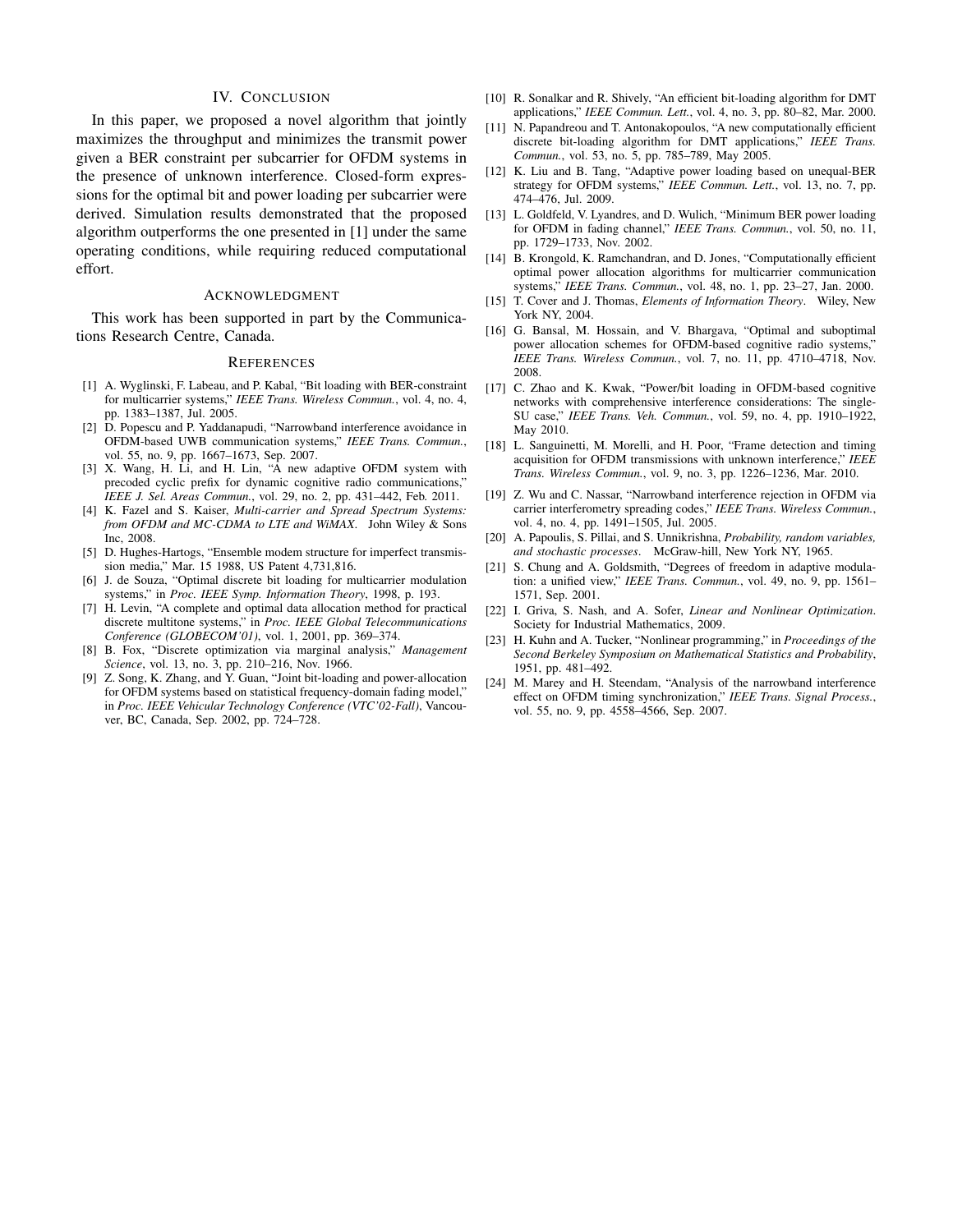## IV. Conclusion

In this paper, we proposed a novel algorithm that jointly maximizes the throughput and minimizes the transmit power given a BER constraint per subcarrier for OFDM systems in the presence of unknown interference. Closed-form expressions for the optimal bit and power loading per subcarrier were derived. Simulation results demonstrated that the proposed algorithm outperforms the one presented in [1] under the same operating conditions, while requiring reduced computational effort.

## Acknowledgment

This work has been supported in part by the Communications Research Centre, Canada.

## References

[1] A. Wyglinski, F. Labeau, and P. Kabal, "Bit loading with BER-constraint for multicarrier systems," *IEEE Trans. Wireless Commun.*, vol. 4, no. 4, pp. 1383–1387, Jul. 2005.

[2] D. Popescu and P. Yaddanapudi, "Narrowband interference avoidance in OFDM-based UWB communication systems," *IEEE Trans. Commun.*, vol. 55, no. 9, pp. 1667–1673, Sep. 2007.

[3] X. Wang, H. Li, and H. Lin, "A new adaptive OFDM system with precoded cyclic prefix for dynamic cognitive radio communications," *IEEE J. Sel. Areas Commun.*, vol. 29, no. 2, pp. 431–442, Feb. 2011.

[4] K. Fazel and S. Kaiser, *Multi-carrier and Spread Spectrum Systems: from OFDM and MC-CDMA to LTE and WiMAX*. John Wiley & Sons Inc, 2008.

[5] D. Hughes-Hartogs, "Ensemble modem structure for imperfect transmission media," Mar. 15 1988, US Patent 4,731,816.

[6] J. de Souza, "Optimal discrete bit loading for multicarrier modulation systems," in *Proc. IEEE Symp. Information Theory*, 1998, p. 193.

[7] H. Levin, "A complete and optimal data allocation method for practical discrete multitone systems," in *Proc. IEEE Global Telecommunications Conference (GLOBECOM'01)*, vol. 1, 2001, pp. 369–374.

[8] B. Fox, "Discrete optimization via marginal analysis," *Management Science*, vol. 13, no. 3, pp. 210–216, Nov. 1966.

[9] Z. Song, K. Zhang, and Y. Guan, "Joint bit-loading and power-allocation for OFDM systems based on statistical frequency-domain fading model," in *Proc. IEEE Vehicular Technology Conference (VTC'02-Fall)*, Vancouver, BC, Canada, Sep. 2002, pp. 724–728.

[10] R. Sonalkar and R. Shively, "An efficient bit-loading algorithm for DMT applications," *IEEE Commun. Lett.*, vol. 4, no. 3, pp. 80–82, Mar. 2000.

[11] N. Papandreou and T. Antonakopoulos, "A new computationally efficient discrete bit-loading algorithm for DMT applications," *IEEE Trans. Commun.*, vol. 53, no. 5, pp. 785–789, May 2005.

[12] K. Liu and B. Tang, "Adaptive power loading based on unequal-BER strategy for OFDM systems," *IEEE Commun. Lett.*, vol. 13, no. 7, pp. 474–476, Jul. 2009.

[13] L. Goldfeld, V. Lyandres, and D. Wulich, "Minimum BER power loading for OFDM in fading channel," *IEEE Trans. Commun.*, vol. 50, no. 11, pp. 1729–1733, Nov. 2002.

[14] B. Krongold, K. Ramchandran, and D. Jones, "Computationally efficient optimal power allocation algorithms for multicarrier communication systems," *IEEE Trans. Commun.*, vol. 48, no. 1, pp. 23–27, Jan. 2000.

[15] T. Cover and J. Thomas, *Elements of Information Theory*. Wiley, New York NY, 2004.

[16] G. Bansal, M. Hossain, and V. Bhargava, "Optimal and suboptimal power allocation schemes for OFDM-based cognitive radio systems," *IEEE Trans. Wireless Commun.*, vol. 7, no. 11, pp. 4710–4718, Nov. 2008.

[17] C. Zhao and K. Kwak, "Power/bit loading in OFDM-based cognitive networks with comprehensive interference considerations: The single-SU case," *IEEE Trans. Veh. Commun.*, vol. 59, no. 4, pp. 1910–1922, May 2010.

[18] L. Sanguinetti, M. Morelli, and H. Poor, "Frame detection and timing acquisition for OFDM transmissions with unknown interference," *IEEE Trans. Wireless Commun.*, vol. 9, no. 3, pp. 1226–1236, Mar. 2010.

[19] Z. Wu and C. Nassar, "Narrowband interference rejection in OFDM via carrier interferometry spreading codes," *IEEE Trans. Wireless Commun.*, vol. 4, no. 4, pp. 1491–1505, Jul. 2005.

[20] A. Papoulis, S. Pillai, and S. Unnikrishna, *Probability, random variables, and stochastic processes*. McGraw-hill, New York NY, 1965.

[21] S. Chung and A. Goldsmith, "Degrees of freedom in adaptive modulation: a unified view," *IEEE Trans. Commun.*, vol. 49, no. 9, pp. 1561–1571, Sep. 2001.

[22] I. Griva, S. Nash, and A. Sofer, *Linear and Nonlinear Optimization*. Society for Industrial Mathematics, 2009.

[23] H. Kuhn and A. Tucker, "Nonlinear programming," in *Proceedings of the Second Berkeley Symposium on Mathematical Statistics and Probability*, 1951, pp. 481–492.

[24] M. Marey and H. Steendam, "Analysis of the narrowband interference effect on OFDM timing synchronization," *IEEE Trans. Signal Process.*, vol. 55, no. 9, pp. 4558–4566, Sep. 2007.